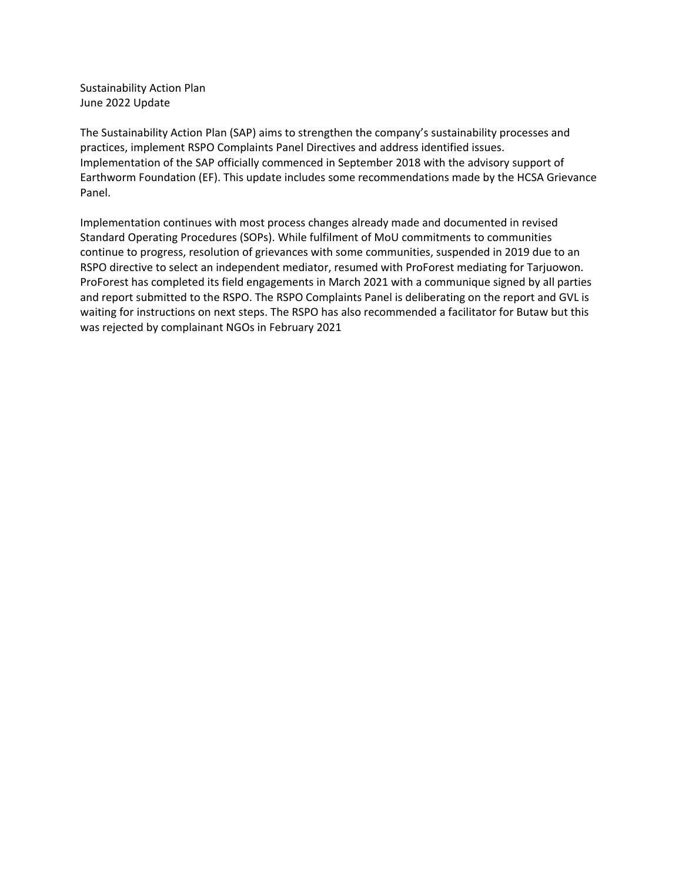Sustainability Action Plan
June 2022 Update

The Sustainability Action Plan (SAP) aims to strengthen the company's sustainability processes and practices, implement RSPO Complaints Panel Directives and address identified issues. Implementation of the SAP officially commenced in September 2018 with the advisory support of Earthworm Foundation (EF). This update includes some recommendations made by the HCSA Grievance Panel.

Implementation continues with most process changes already made and documented in revised Standard Operating Procedures (SOPs). While fulfilment of MoU commitments to communities continue to progress, resolution of grievances with some communities, suspended in 2019 due to an RSPO directive to select an independent mediator, resumed with ProForest mediating for Tarjuowon. ProForest has completed its field engagements in March 2021 with a communique signed by all parties and report submitted to the RSPO. The RSPO Complaints Panel is deliberating on the report and GVL is waiting for instructions on next steps. The RSPO has also recommended a facilitator for Butaw but this was rejected by complainant NGOs in February 2021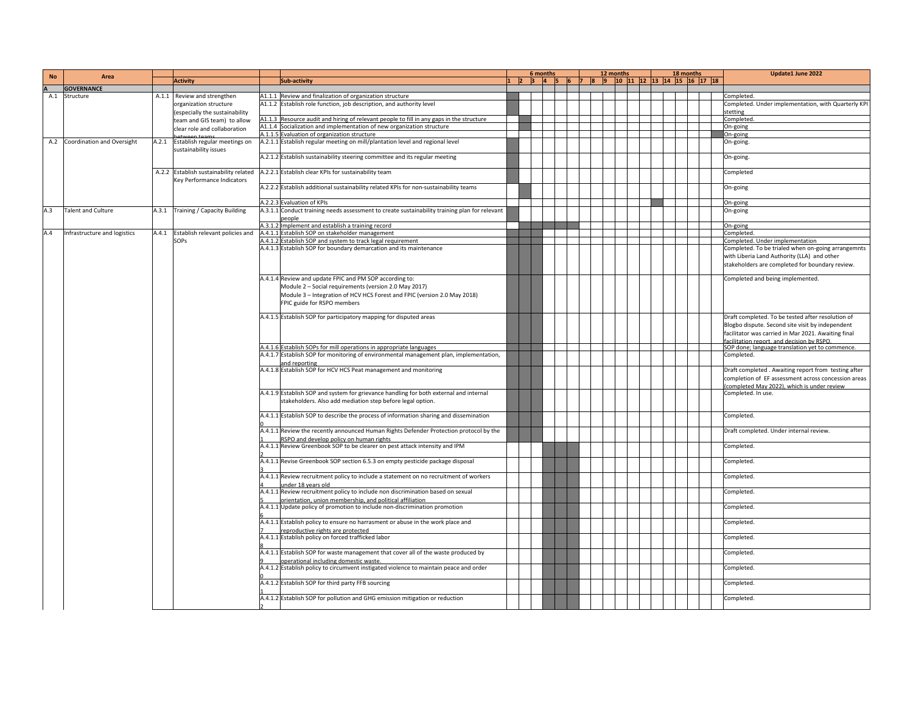| No | Area | | Activity | | Sub-activity | 6 months | | | | | | 12 months | | | | | | 18 months | | | | | | Update1 June 2022 |
|---|---|---|---|---|---|---|---|---|---|---|---|---|---|---|---|---|---|---|---|---|---|---|---|---|
| | | | | | | 1 | 2 | 3 | 4 | 5 | 6 | 7 | 8 | 9 | 10 | 11 | 12 | 13 | 14 | 15 | 16 | 17 | 18 | |
| A | GOVERNANCE | | | | | | | | | | | | | | | | | | | | | | | |
| A.1 | Structure | A.1.1 | Review and strengthen organization structure (especially the sustainability team and GIS team) to allow clear role and collaboration between teams | A1.1.1 | Review and finalization of organization structure | | | | | | | | | | | | | | | | | | | Completed. |
| | | | | A1.1.2 | Establish role function, job description, and authority level | | | | | | | | | | | | | | | | | | | Completed. Under implementation, with Quarterly KPI stetting |
| | | | | A1.1.3 | Resource audit and hiring of relevant people to fill in any gaps in the structure | | | | | | | | | | | | | | | | | | | Completed. |
| | | | | A1.1.4 | Socialization and implementation of new organization structure | | | | | | | | | | | | | | | | | | | On-going |
| | | | | A.1.1.5 | Evaluation of organization structure | | | | | | | | | | | | | | | | | | | On-going |
| A.2 | Coordination and Oversight | A.2.1 | Establish regular meetings on sustainability issues | A.2.1.1 | Establish regular meeting on mill/plantation level and regional level | | | | | | | | | | | | | | | | | | | On-going. |
| | | | | A.2.1.2 | Establish sustainability steering committee and its regular meeting | | | | | | | | | | | | | | | | | | | On-going. |
| | | A.2.2 | Establish sustainability related Key Performance Indicators | A.2.2.1 | Establish clear KPIs for sustainability team | | | | | | | | | | | | | | | | | | | Completed |
| | | | | A.2.2.2 | Establish additional sustainability related KPIs for non-sustainability teams | | | | | | | | | | | | | | | | | | | On-going |
| | | | | A.2.2.3 | Evaluation of KPIs | | | | | | | | | | | | | | | | | | | On-going |
| A.3 | Talent and Culture | A.3.1 | Training / Capacity Building | A.3.1.1 | Conduct training needs assessment to create sustainability training plan for relevant people | | | | | | | | | | | | | | | | | | | On-going |
| | | | | A.3.1.2 | Implement and establish a training record | | | | | | | | | | | | | | | | | | | On-going |
| A.4 | Infrastructure and logistics | A.4.1 | Establish relevant policies and SOPs | A.4.1.1 | Establish SOP on stakeholder management | | | | | | | | | | | | | | | | | | | Completed. |
| | | | | A.4.1.2 | Establish SOP and system to track legal requirement | | | | | | | | | | | | | | | | | | | Completed. Under implementation |
| | | | | A.4.1.3 | Establish SOP for boundary demarcation and its maintenance | | | | | | | | | | | | | | | | | | | Completed. To be trialed when on-going arrangemnts with Liberia Land Authority (LLA) and other stakeholders are completed for boundary review. |
| | | | | A.4.1.4 | Review and update FPIC and PM SOP according to: Module 2 – Social requirements (version 2.0 May 2017) Module 3 – Integration of HCV HCS Forest and FPIC (version 2.0 May 2018) FPIC guide for RSPO members | | | | | | | | | | | | | | | | | | | Completed and being implemented. |
| | | | | A.4.1.5 | Establish SOP for participatory mapping for disputed areas | | | | | | | | | | | | | | | | | | | Draft completed. To be tested after resolution of Blogbo dispute. Second site visit by independent facilitator was carried in Mar 2021. Awaiting final facilitation report, and decision by RSPO. |
| | | | | A.4.1.6 | Establish SOPs for mill operations in appropriate languages | | | | | | | | | | | | | | | | | | | SOP done; language translation yet to commence. |
| | | | | A.4.1.7 | Establish SOP for monitoring of environmental management plan, implementation, and reporting | | | | | | | | | | | | | | | | | | | Completed. |
| | | | | A.4.1.8 | Establish SOP for HCV HCS Peat management and monitoring | | | | | | | | | | | | | | | | | | | Draft completed . Awaiting report from testing after completion of EF assessment across concession areas (completed May 2022), which is under review |
| | | | | A.4.1.9 | Establish SOP and system for grievance handling for both external and internal stakeholders. Also add mediation step before legal option. | | | | | | | | | | | | | | | | | | | Completed. In use. |
| | | | | A.4.1.10 | Establish SOP to describe the process of information sharing and dissemination | | | | | | | | | | | | | | | | | | | Completed. |
| | | | | A.4.1.11 | Review the recently announced Human Rights Defender Protection protocol by the RSPO and develop policy on human rights | | | | | | | | | | | | | | | | | | | Draft completed. Under internal review. |
| | | | | A.4.1.12 | Review Greenbook SOP to be clearer on pest attack intensity and IPM | | | | | | | | | | | | | | | | | | | Completed. |
| | | | | A.4.1.13 | Revise Greenbook SOP section 6.5.3 on empty pesticide package disposal | | | | | | | | | | | | | | | | | | | Completed. |
| | | | | A.4.1.14 | Review recruitment policy to include a statement on no recruitment of workers under 18 years old | | | | | | | | | | | | | | | | | | | Completed. |
| | | | | A.4.1.15 | Review recruitment policy to include non discrimination based on sexual orientation, union membership, and political affiliation | | | | | | | | | | | | | | | | | | | Completed. |
| | | | | A.4.1.16 | Update policy of promotion to include non-discrimination promotion | | | | | | | | | | | | | | | | | | | Completed. |
| | | | | A.4.1.17 | Establish policy to ensure no harrasment or abuse in the work place and reproductive rights are protected | | | | | | | | | | | | | | | | | | | Completed. |
| | | | | A.4.1.18 | Establish policy on forced trafficked labor | | | | | | | | | | | | | | | | | | | Completed. |
| | | | | A.4.1.19 | Establish SOP for waste management that cover all of the waste produced by operational including domestic waste. | | | | | | | | | | | | | | | | | | | Completed. |
| | | | | A.4.1.20 | Establish policy to circumvent instigated violence to maintain peace and order | | | | | | | | | | | | | | | | | | | Completed. |
| | | | | A.4.1.21 | Establish SOP for third party FFB sourcing | | | | | | | | | | | | | | | | | | | Completed. |
| | | | | A.4.1.22 | Establish SOP for pollution and GHG emission mitigation or reduction | | | | | | | | | | | | | | | | | | | Completed. |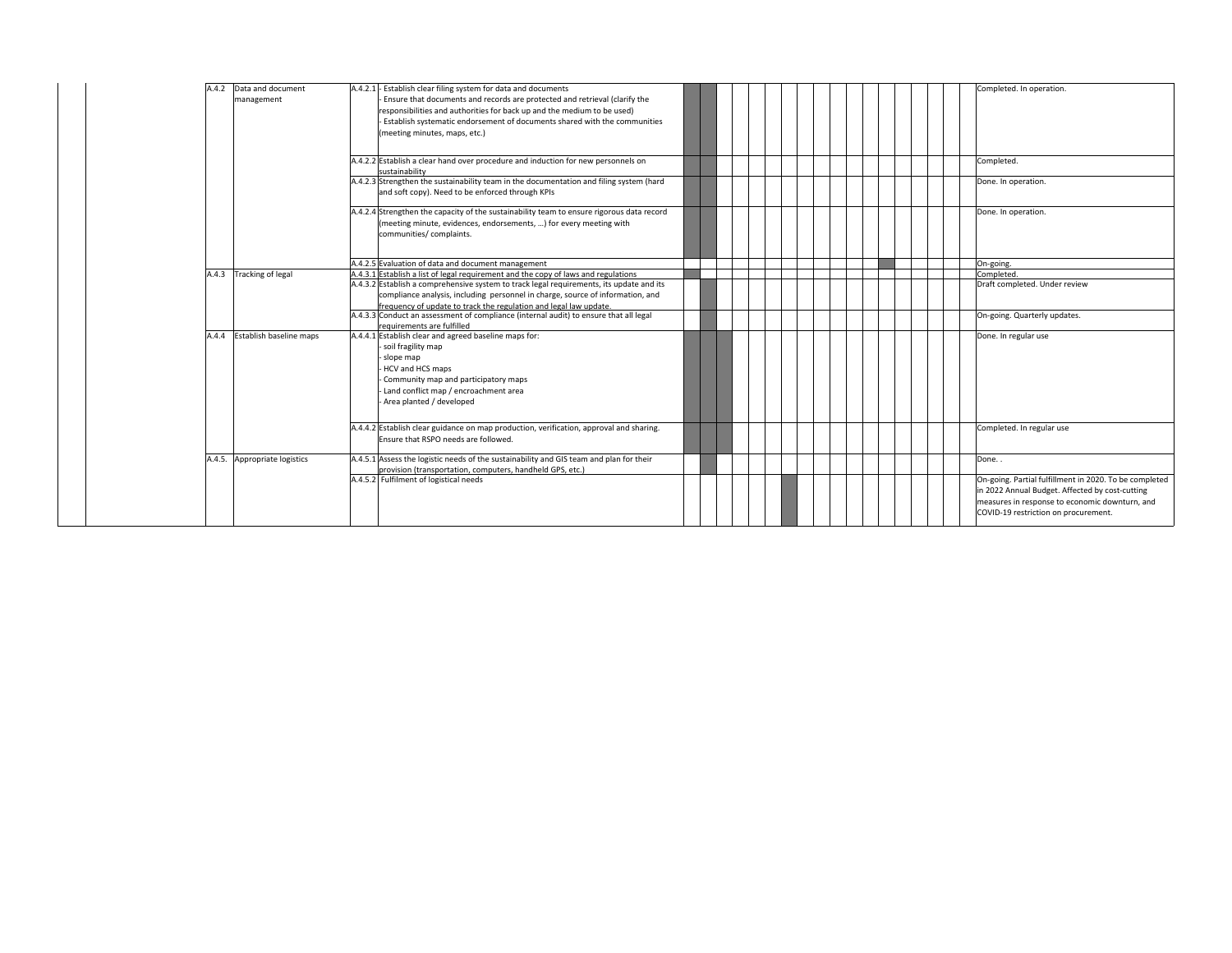| | | Code | Component | Activity Code | Activity | Status |
|---|---|---|---|---|---|---|
| | | A.4.2 | Data and document management | A.4.2.1 | - Establish clear filing system for data and documents<br>- Ensure that documents and records are protected and retrieval (clarify the responsibilities and authorities for back up and the medium to be used)<br>- Establish systematic endorsement of documents shared with the communities (meeting minutes, maps, etc.) | Completed. In operation. |
| | | | | A.4.2.2 | Establish a clear hand over procedure and induction for new personnels on sustainability | Completed. |
| | | | | A.4.2.3 | Strengthen the sustainability team in the documentation and filing system (hard and soft copy). Need to be enforced through KPIs | Done. In operation. |
| | | | | A.4.2.4 | Strengthen the capacity of the sustainability team to ensure rigorous data record (meeting minute, evidences, endorsements, ...) for every meeting with communities/ complaints. | Done. In operation. |
| | | | | A.4.2.5 | Evaluation of data and document management | On-going. |
| | | A.4.3 | Tracking of legal | A.4.3.1 | Establish a list of legal requirement and the copy of laws and regulations | Completed. |
| | | | | A.4.3.2 | Establish a comprehensive system to track legal requirements, its update and its compliance analysis, including personnel in charge, source of information, and frequency of update to track the regulation and legal law update. | Draft completed. Under review |
| | | | | A.4.3.3 | Conduct an assessment of compliance (internal audit) to ensure that all legal requirements are fulfilled | On-going. Quarterly updates. |
| | | A.4.4 | Establish baseline maps | A.4.4.1 | Establish clear and agreed baseline maps for:<br>- soil fragility map<br>- slope map<br>- HCV and HCS maps<br>- Community map and participatory maps<br>- Land conflict map / encroachment area<br>- Area planted / developed | Done. In regular use |
| | | | | A.4.4.2 | Establish clear guidance on map production, verification, approval and sharing. Ensure that RSPO needs are followed. | Completed. In regular use |
| | | A.4.5. | Appropriate logistics | A.4.5.1 | Assess the logistic needs of the sustainability and GIS team and plan for their provision (transportation, computers, handheld GPS, etc.) | Done. . |
| | | | | A.4.5.2 | Fulfilment of logistical needs | On-going. Partial fulfillment in 2020. To be completed in 2022 Annual Budget. Affected by cost-cutting measures in response to economic downturn, and COVID-19 restriction on procurement. |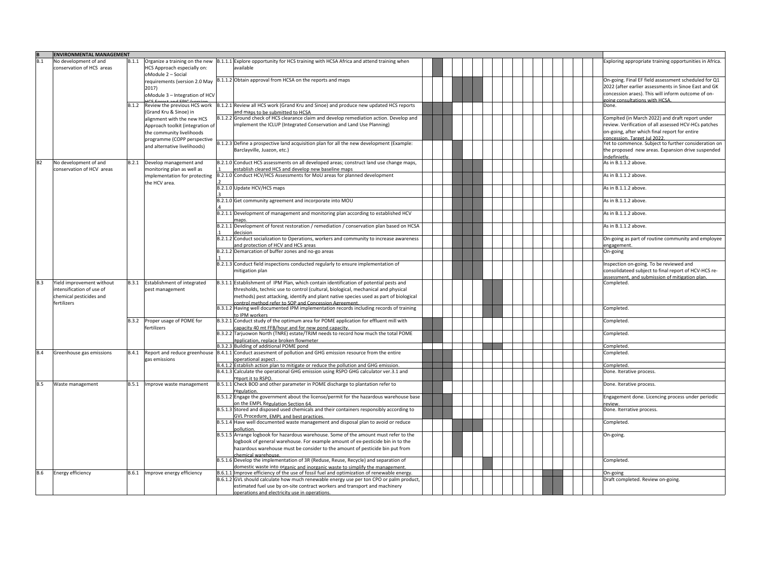| B | ENVIRONMENTAL MANAGEMENT | | | | | |
|---|---|---|---|---|---|---|
| B.1 | No development of and conservation of HCS areas | B.1.1 | Organize a training on the new HCS Approach especially on: oModule 2 – Social requirements (version 2.0 May 2017) oModule 3 – Integration of HCV HCS Forest and FPIC (version | B.1.1.1 | Explore opportunity for HCS training with HCSA Africa and attend training when available | Exploring appropriate training opportunities in Africa. |
| | | | | B.1.1.2 | Obtain approval from HCSA on the reports and maps | On-going. Final EF field assessment scheduled for Q1 2022 (after earlier assessments in Sinoe East and GK concession araes). This will inform outcome of on-going consultations with HCSA. |
| | | B.1.2 | Review the previous HCS work (Grand Kru & Sinoe) in alignment with the new HCS Approach toolkit (integration of the community livelihoods programme (COPP perspective and alternative livelihoods) | B.1.2.1 | Review all HCS work (Grand Kru and Sinoe) and produce new updated HCS reports and maps to be submitted to HCSA | Done. |
| | | | | B.1.2.2 | Ground check of HCS clearance claim and develop remediation action. Develop and implement the ICLUP (Integrated Conservation and Land Use Planning) | Complted (in March 2022) and draft report under review. Verification of all assessed HCV-HCs patches on-going, after which final report for entire concession. Target Jul 2022. |
| | | | | B.1.2.3 | Define a prospective land acquisition plan for all the new development (Example: Barclayville, Juazon, etc.) | Yet to commence. Subject to further consideration on the proposed new areas. Expansion drive suspended indefinietly. |
| B2 | No development of and conservation of HCV areas | B.2.1 | Develop management and monitoring plan as well as implementation for protecting the HCV area. | B.2.1.0.1 | Conduct HCS assessments on all developed areas; construct land use change maps, establish cleared HCS and develop new baseline maps | As in B.1.1.2 above. |
| | | | | B.2.1.0.2 | Conduct HCV/HCS Assessments for MoU areas for planned development | As in B.1.1.2 above. |
| | | | | B.2.1.0.3 | Update HCV/HCS maps | As in B.1.1.2 above. |
| | | | | B.2.1.0.4 | Get community agreement and incorporate into MOU | As in B.1.1.2 above. |
| | | | | B.2.1.1 | Development of management and monitoring plan according to established HCV maps. | As in B.1.1.2 above. |
| | | | | B.2.1.1.1 | Development of forest restoration / remediation / conservation plan based on HCSA decision | As in B.1.1.2 above. |
| | | | | B.2.1.2 | Conduct socialization to Operations, workers and community to increase awareness and protection of HCV and HCS areas | On-going as part of routine community and employee engagement. |
| | | | | B.2.1.2.1 | Demarcation of buffer zones and no-go areas | On-going |
| | | | | B.2.1.3 | Conduct field inspections conducted regularly to ensure implementation of mitigation plan | Inspection on-going. To be reviewed and consolidateed subject to final report of HCV-HCS re-assessment, and submission of mitigation plan. |
| B.3 | Yield improvement without intensification of use of chemical pesticides and fertilizers | B.3.1 | Establishment of integrated pest management | B.3.1.1 | Establishment of IPM Plan, which contain identification of potential pests and thresholds, technic use to control (cultural, biological, mechanical and physical methods) pest attacking, identify and plant native species used as part of biological control method refer to SOP and Concession Agreement. | Completed. |
| | | | | B.3.1.2 | Having well documented IPM implementation records including records of training to IPM workers | Completed. |
| | | B.3.2 | Proper usage of POME for fertilizers | B.3.2.1 | Conduct study of the optimum area for POME application for effluent mill with capacity 40 mt FFB/hour and for new pond capacity. | Completed. |
| | | | | B.3.2.2 | Tarjuowon North (TNRE) estate/TRJM needs to record how much the total POME application, replace broken flowmeter | Completed. |
| | | | | B.3.2.3 | Building of additional POME pond | Completed. |
| B.4 | Greenhouse gas emissions | B.4.1 | Report and reduce greenhouse gas emissions | B.4.1.1 | Conduct assesment of pollution and GHG emission resource from the entire operational aspect . | Completed. |
| | | | | B.4.1.2 | Establish action plan to mitigate or reduce the pollution and GHG emission. | Completed. |
| | | | | B.4.1.3 | Calculate the operational GHG emission using RSPO GHG calculator ver.3.1 and report it to RSPO. | Done. Iterative process. |
| B.5 | Waste management | B.5.1 | Improve waste management | B.5.1.1 | Check BOD and other parameter in POME discharge to plantation refer to regulation. | Done. Iterative process. |
| | | | | B.5.1.2 | Engage the government about the license/permit for the hazardous warehouse base on the EMPL Regulation Section 64. | Engagement done. Licencing process under periodic review. |
| | | | | B.5.1.3 | Stored and disposed used chemicals and their containers responsibly according to GVL Procedure, EMPL and best practices. | Done. Iterrative process. |
| | | | | B.5.1.4 | Have well documented waste management and disposal plan to avoid or reduce pollution. | Completed. |
| | | | | B.5.1.5 | Arrange logbook for hazardous warehouse. Some of the amount must refer to the logbook of general warehouse. For example amount of ex-pesticide bin in to the hazardous warehouse must be consider to the amount of pesticide bin put from chemical warehouse. | On-going. |
| | | | | B.5.1.6 | Develop the implementation of 3R (Reduse, Reuse, Recycle) and separation of domestic waste into organic and inorganic waste to simplify the management. | Completed. |
| B.6 | Energy efficiency | B.6.1 | Improve energy efficiency | B.6.1.1 | Improve efficiency of the use of fossil fuel and optimization of renewable energy. | On-going |
| | | | | B.6.1.2 | GVL should calculate how much renewable energy use per ton CPO or palm product, estimated fuel use by on-site contract workers and transport and machinery operations and electricity use in operations. | Draft completed. Review on-going. |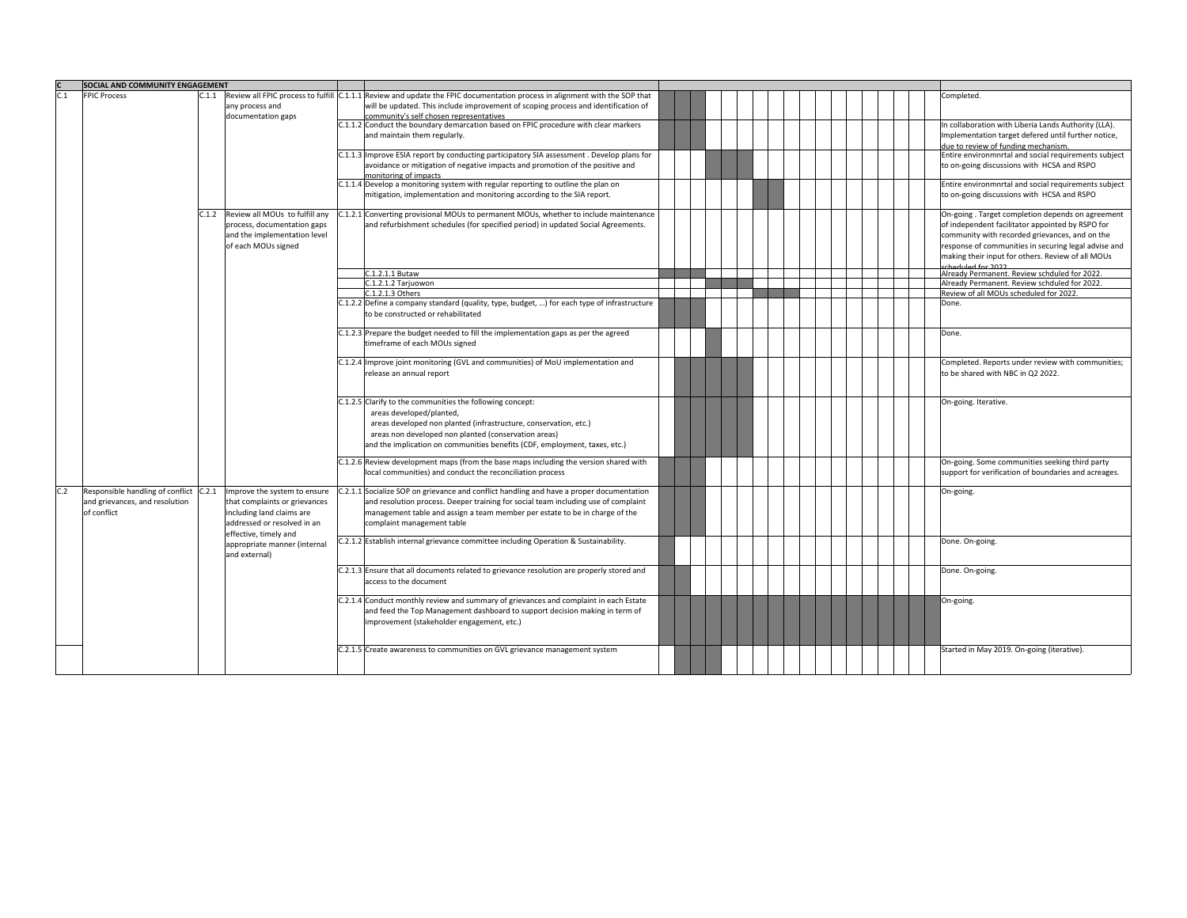| C | SOCIAL AND COMMUNITY ENGAGEMENT | | | | | |
|---|---|---|---|---|---|---|
| C.1 | FPIC Process | C.1.1 | Review all FPIC process to fulfill any process and documentation gaps | C.1.1.1 | Review and update the FPIC documentation process in alignment with the SOP that will be updated. This include improvement of scoping process and identification of community's self chosen representatives | Completed. |
| | | | | C.1.1.2 | Conduct the boundary demarcation based on FPIC procedure with clear markers and maintain them regularly. | In collaboration with Liberia Lands Authority (LLA). Implementation target defered until further notice, due to review of funding mechanism. |
| | | | | C.1.1.3 | Improve ESIA report by conducting participatory SIA assessment . Develop plans for avoidance or mitigation of negative impacts and promotion of the positive and monitoring of impacts | Entire environmnrtal and social requirements subject to on-going discussions with HCSA and RSPO |
| | | | | C.1.1.4 | Develop a monitoring system with regular reporting to outline the plan on mitigation, implementation and monitoring according to the SIA report. | Entire environmnrtal and social requirements subject to on-going discussions with HCSA and RSPO |
| | | C.1.2 | Review all MOUs to fulfill any process, documentation gaps and the implementation level of each MOUs signed | C.1.2.1 | Converting provisional MOUs to permanent MOUs, whether to include maintenance and refurbishment schedules (for specified period) in updated Social Agreements. | On-going . Target completion depends on agreement of independent facilitator appointed by RSPO for community with recorded grievances, and on the response of communities in securing legal advise and making their input for others. Review of all MOUs scheduled for 2022. |
| | | | | | C.1.2.1.1 Butaw | Already Permanent. Review schduled for 2022. |
| | | | | | C.1.2.1.2 Tarjuowon | Already Permanent. Review schduled for 2022. |
| | | | | | C.1.2.1.3 Others | Review of all MOUs scheduled for 2022. |
| | | | | C.1.2.2 | Define a company standard (quality, type, budget, ...) for each type of infrastructure to be constructed or rehabilitated | Done. |
| | | | | C.1.2.3 | Prepare the budget needed to fill the implementation gaps as per the agreed timeframe of each MOUs signed | Done. |
| | | | | C.1.2.4 | Improve joint monitoring (GVL and communities) of MoU implementation and release an annual report | Completed. Reports under review with communities; to be shared with NBC in Q2 2022. |
| | | | | C.1.2.5 | Clarify to the communities the following concept:<br>areas developed/planted,<br>areas developed non planted (infrastructure, conservation, etc.)<br>areas non developed non planted (conservation areas)<br>and the implication on communities benefits (CDF, employment, taxes, etc.) | On-going. Iterative. |
| | | | | C.1.2.6 | Review development maps (from the base maps including the version shared with local communities) and conduct the reconciliation process | On-going. Some communities seeking third party support for verification of boundaries and acreages. |
| C.2 | Responsible handling of conflict and grievances, and resolution of conflict | C.2.1 | Improve the system to ensure that complaints or grievances including land claims are addressed or resolved in an effective, timely and appropriate manner (internal and external) | C.2.1.1 | Socialize SOP on grievance and conflict handling and have a proper documentation and resolution process. Deeper training for social team including use of complaint management table and assign a team member per estate to be in charge of the complaint management table | On-going. |
| | | | | C.2.1.2 | Establish internal grievance committee including Operation & Sustainability. | Done. On-going. |
| | | | | C.2.1.3 | Ensure that all documents related to grievance resolution are properly stored and access to the document | Done. On-going. |
| | | | | C.2.1.4 | Conduct monthly review and summary of grievances and complaint in each Estate and feed the Top Management dashboard to support decision making in term of improvement (stakeholder engagement, etc.) | On-going. |
| | | | | C.2.1.5 | Create awareness to communities on GVL grievance management system | Started in May 2019. On-going (iterative). |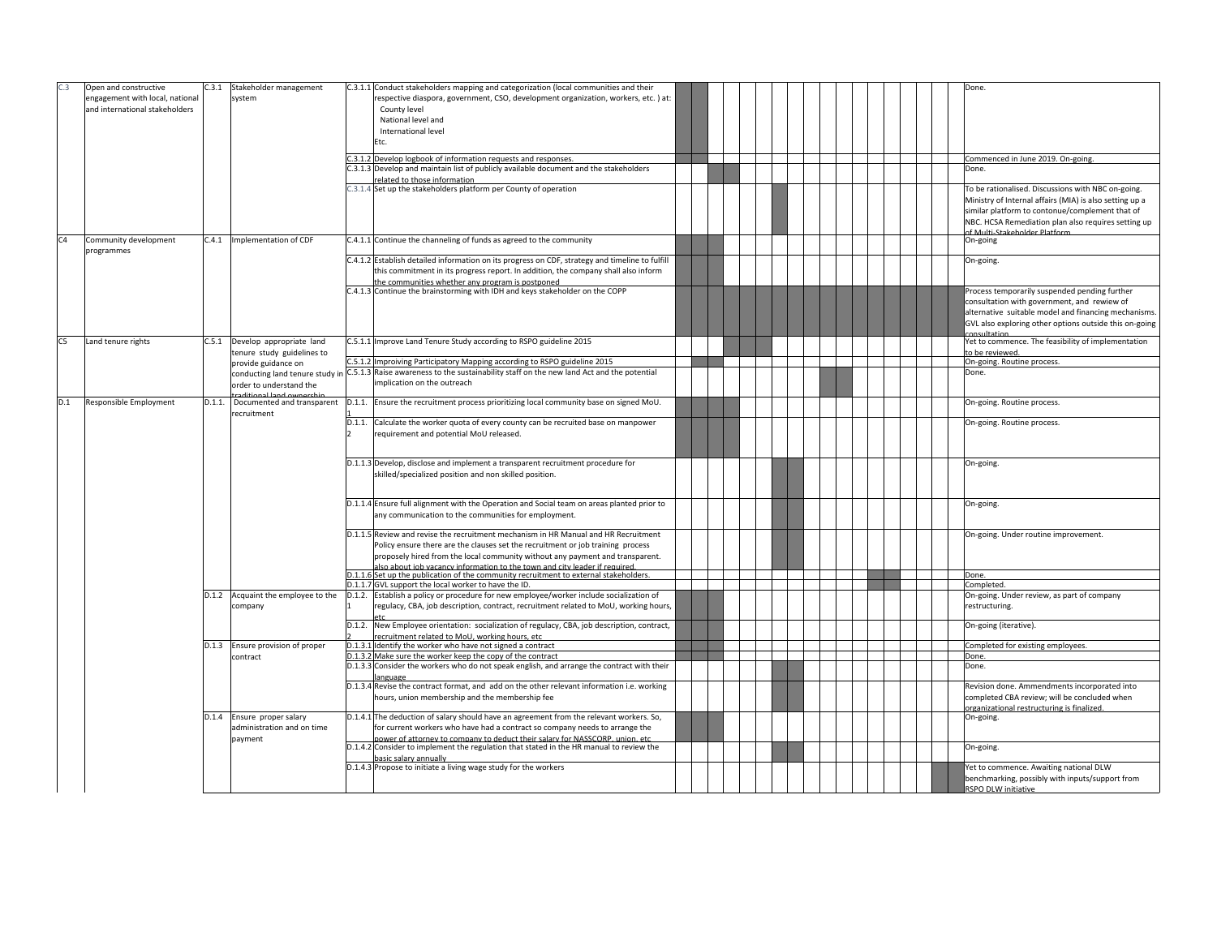| | | | | | | |
|---|---|---|---|---|---|---|
| C.3 | Open and constructive engagement with local, national and international stakeholders | C.3.1 | Stakeholder management system | C.3.1.1 | Conduct stakeholders mapping and categorization (local communities and their respective diaspora, government, CSO, development organization, workers, etc. ) at: County level National level and International level Etc. | Done. |
| | | | | C.3.1.2 | Develop logbook of information requests and responses. | Commenced in June 2019. On-going. |
| | | | | C.3.1.3 | Develop and maintain list of publicly available document and the stakeholders related to those information | Done. |
| | | | | C.3.1.4 | Set up the stakeholders platform per County of operation | To be rationalised. Discussions with NBC on-going. Ministry of Internal affairs (MIA) is also setting up a similar platform to contonue/complement that of NBC. HCSA Remediation plan also requires setting up of Multi-Stakeholder Platform |
| C4 | Community development programmes | C.4.1 | Implementation of CDF | C.4.1.1 | Continue the channeling of funds as agreed to the community | On-going |
| | | | | C.4.1.2 | Establish detailed information on its progress on CDF, strategy and timeline to fulfill this commitment in its progress report. In addition, the company shall also inform the communities whether any program is postponed | On-going. |
| | | | | C.4.1.3 | Continue the brainstorming with IDH and keys stakeholder on the COPP | Process temporarily suspended pending further consultation with government, and rewiew of alternative suitable model and financing mechanisms. GVL also exploring other options outside this on-going consultation |
| C5 | Land tenure rights | C.5.1 | Develop appropriate land tenure study guidelines to provide guidance on conducting land tenure study in order to understand the traditional land ownership | C.5.1.1 | Improve Land Tenure Study according to RSPO guideline 2015 | Yet to commence. The feasibility of implementation to be reviewed. |
| | | | | C.5.1.2 | Improiving Participatory Mapping according to RSPO guideline 2015 | On-going. Routine process. |
| | | | | C.5.1.3 | Raise awareness to the sustainability staff on the new land Act and the potential implication on the outreach | Done. |
| D.1 | Responsible Employment | D.1.1. | Documented and transparent recruitment | D.1.1.1 | Ensure the recruitment process prioritizing local community base on signed MoU. | On-going. Routine process. |
| | | | | D.1.1.2 | Calculate the worker quota of every county can be recruited base on manpower requirement and potential MoU released. | On-going. Routine process. |
| | | | | D.1.1.3 | Develop, disclose and implement a transparent recruitment procedure for skilled/specialized position and non skilled position. | On-going. |
| | | | | D.1.1.4 | Ensure full alignment with the Operation and Social team on areas planted prior to any communication to the communities for employment. | On-going. |
| | | | | D.1.1.5 | Review and revise the recruitment mechanism in HR Manual and HR Recruitment Policy ensure there are the clauses set the recruitment or job training process proposely hired from the local community without any payment and transparent. also about job vacancy information to the town and city leader if required. | On-going. Under routine improvement. |
| | | | | D.1.1.6 | Set up the publication of the community recruitment to external stakeholders. | Done. |
| | | | | D.1.1.7 | GVL support the local worker to have the ID. | Completed. |
| | | D.1.2 | Acquaint the employee to the company | D.1.2.1 | Establish a policy or procedure for new employee/worker include socialization of regulacy, CBA, job description, contract, recruitment related to MoU, working hours, etc | On-going. Under review, as part of company restructuring. |
| | | | | D.1.2.2 | New Employee orientation: socialization of regulacy, CBA, job description, contract, recruitment related to MoU, working hours, etc | On-going (iterative). |
| | | D.1.3 | Ensure provision of proper contract | D.1.3.1 | Identify the worker who have not signed a contract | Completed for existing employees. |
| | | | | D.1.3.2 | Make sure the worker keep the copy of the contract | Done. |
| | | | | D.1.3.3 | Consider the workers who do not speak english, and arrange the contract with their language | Done. |
| | | | | D.1.3.4 | Revise the contract format, and add on the other relevant information i.e. working hours, union membership and the membership fee | Revision done. Ammendments incorporated into completed CBA review; will be concluded when organizational restructuring is finalized. |
| | | D.1.4 | Ensure proper salary administration and on time payment | D.1.4.1 | The deduction of salary should have an agreement from the relevant workers. So, for current workers who have had a contract so company needs to arrange the power of attorney to company to deduct their salary for NASSCORP, union, etc | On-going. |
| | | | | D.1.4.2 | Consider to implement the regulation that stated in the HR manual to review the basic salary annually | On-going. |
| | | | | D.1.4.3 | Propose to initiate a living wage study for the workers | Yet to commence. Awaiting national DLW benchmarking, possibly with inputs/support from RSPO DLW initiative |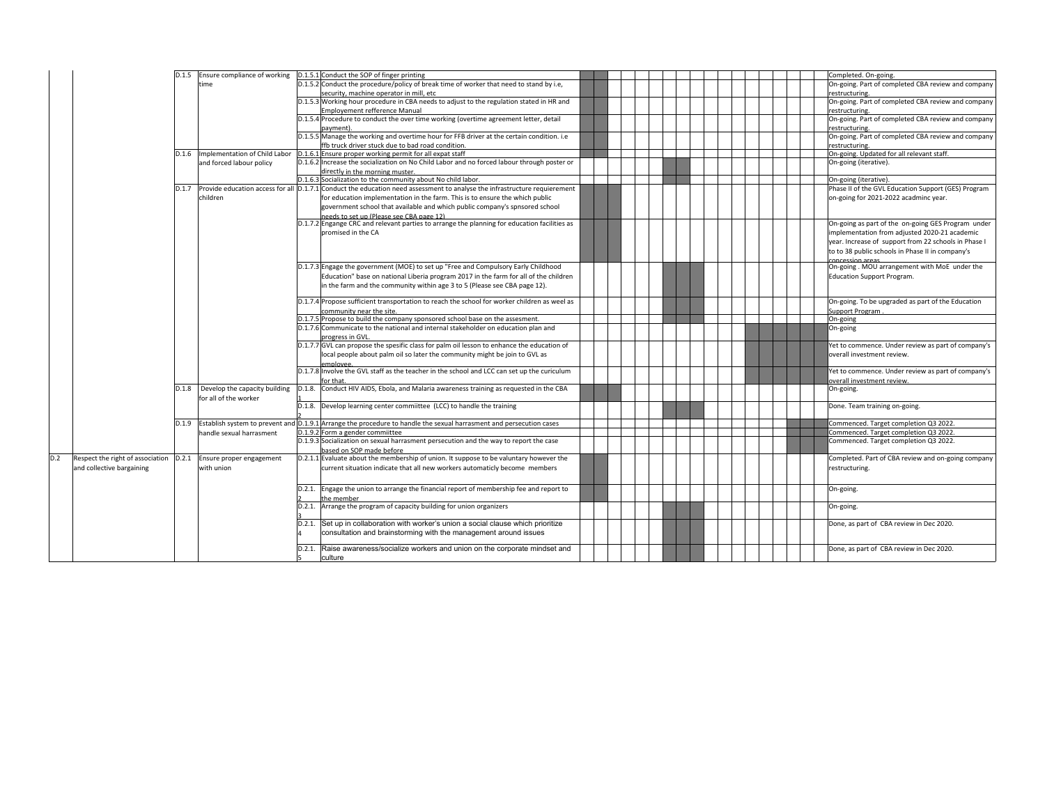| | | | | | | |
|---|---|---|---|---|---|---|
| | | D.1.5 | Ensure compliance of working time | D.1.5.1 | Conduct the SOP of finger printing | Completed. On-going. |
| | | | | D.1.5.2 | Conduct the procedure/policy of break time of worker that need to stand by i.e, security, machine operator in mill, etc | On-going. Part of completed CBA review and company restructuring. |
| | | | | D.1.5.3 | Working hour procedure in CBA needs to adjust to the regulation stated in HR and Employement refference Manual | On-going. Part of completed CBA review and company restructuring. |
| | | | | D.1.5.4 | Procedure to conduct the over time working (overtime agreement letter, detail payment). | On-going. Part of completed CBA review and company restructuring. |
| | | | | D.1.5.5 | Manage the working and overtime hour for FFB driver at the certain condition. i.e ffb truck driver stuck due to bad road condition. | On-going. Part of completed CBA review and company restructuring. |
| | | D.1.6 | Implementation of Child Labor and forced labour policy | D.1.6.1 | Ensure proper working permit for all expat staff | On-going. Updated for all relevant staff. |
| | | | | D.1.6.2 | Increase the socialization on No Child Labor and no forced labour through poster or directly in the morning muster. | On-going (iterative). |
| | | | | D.1.6.3 | Socialization to the community about No child labor. | On-going (iterative). |
| | | D.1.7 | Provide education access for all children | D.1.7.1 | Conduct the education need assessment to analyse the infrastructure requierement for education implementation in the farm. This is to ensure the which public government school that available and which public company's spnsored school needs to set up (Please see CBA page 12) | Phase II of the GVL Education Support (GES) Program on-going for 2021-2022 acadminc year. |
| | | | | D.1.7.2 | Engange CRC and relevant parties to arrange the planning for education facilities as promised in the CA | On-going as part of the on-going GES Program under implementation from adjusted 2020-21 academic year. Increase of support from 22 schools in Phase I to 38 public schools in Phase II in company's concession areas. |
| | | | | D.1.7.3 | Engage the government (MOE) to set up "Free and Compulsory Early Childhood Education" base on national Liberia program 2017 in the farm for all of the children in the farm and the community within age 3 to 5 (Please see CBA page 12). | On-going . MOU arrangement with MoE under the Education Support Program. |
| | | | | D.1.7.4 | Propose sufficient transportation to reach the school for worker children as weel as community near the site. | On-going. To be upgraded as part of the Education Support Program . |
| | | | | D.1.7.5 | Propose to build the company sponsored school base on the assesment. | On-going |
| | | | | D.1.7.6 | Communicate to the national and internal stakeholder on education plan and progress in GVL. | On-going |
| | | | | D.1.7.7 | GVL can propose the spesific class for palm oil lesson to enhance the education of local people about palm oil so later the community might be join to GVL as employee. | Yet to commence. Under review as part of company's overall investment review. |
| | | | | D.1.7.8 | Involve the GVL staff as the teacher in the school and LCC can set up the curiculum for that. | Yet to commence. Under review as part of company's overall investment review. |
| | | D.1.8 | Develop the capacity building for all of the worker | D.1.8.1 | Conduct HIV AIDS, Ebola, and Malaria awareness training as requested in the CBA | On-going. |
| | | | | D.1.8.2 | Develop learning center commiittee (LCC) to handle the training | Done. Team training on-going. |
| | | D.1.9 | Establish system to prevent and handle sexual harrasment | D.1.9.1 | Arrange the procedure to handle the sexual harrasment and persecution cases | Commenced. Target completion Q3 2022. |
| | | | | D.1.9.2 | Form a gender commiittee | Commenced. Target completion Q3 2022. |
| | | | | D.1.9.3 | Socialization on sexual harrasment persecution and the way to report the case based on SOP made before | Commenced. Target completion Q3 2022. |
| D.2 | Respect the right of association and collective bargaining | D.2.1 | Ensure proper engagement with union | D.2.1.1 | Evaluate about the membership of union. It suppose to be valuntary however the current situation indicate that all new workers automaticly become members | Completed. Part of CBA review and on-going company restructuring. |
| | | | | D.2.1.2 | Engage the union to arrange the financial report of membership fee and report to the member | On-going. |
| | | | | D.2.1.3 | Arrange the program of capacity building for union organizers | On-going. |
| | | | | D.2.1.4 | Set up in collaboration with worker's union a social clause which prioritize consultation and brainstorming with the management around issues | Done, as part of CBA review in Dec 2020. |
| | | | | D.2.1.5 | Raise awareness/socialize workers and union on the corporate mindset and culture | Done, as part of CBA review in Dec 2020. |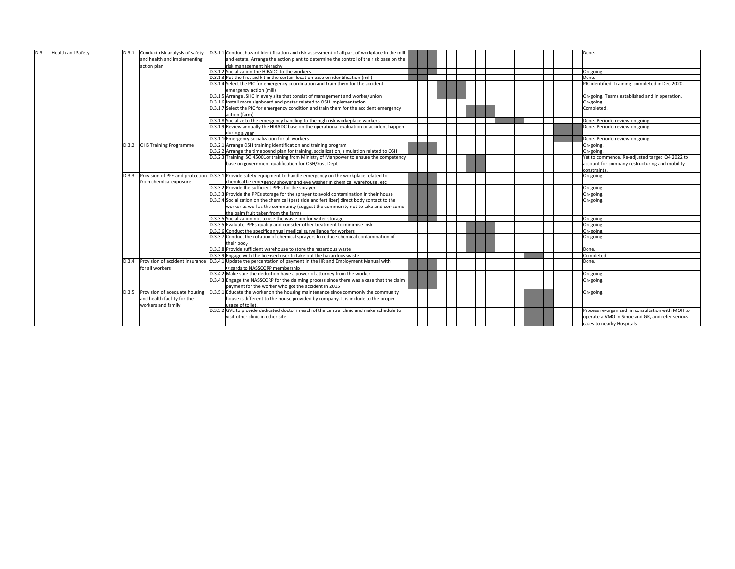| | | | | | | |
|---|---|---|---|---|---|---|
| D.3 | Health and Safety | D.3.1 | Conduct risk analysis of safety and health and implementing action plan | D.3.1.1 | Conduct hazard identification and risk assessment of all part of workplace in the mill and estate. Arrange the action plant to determine the control of the risk base on the risk management hierachy | Done. |
| | | | | D.3.1.2 | Socialization the HIRADC to the workers | On-going. |
| | | | | D.3.1.3 | Put the first aid kit in the certain location base on identification (mill) | Done. |
| | | | | D.3.1.4 | Select the PIC for emergency coordination and train them for the accident emergency action (mill) | PIC identified. Training completed in Dec 2020. |
| | | | | D.3.1.5 | Arrange JSHC in every site that consist of management and worker/union | On-going. Teams established and in operation. |
| | | | | D.3.1.6 | Install more signboard and poster related to OSH implementation | On-going. |
| | | | | D.3.1.7 | Select the PIC for emergency condition and train them for the accident emergency action (farm) | Completed. |
| | | | | D.3.1.8 | Socialize to the emergency handling to the high risk workeplace workers | Done. Periodic review on-going |
| | | | | D.3.1.9 | Review annually the HIRADC base on the operational evaluation or accident happen during a year | Done. Periodic review on-going |
| | | | | D.3.1.10 | Emergency socialization for all workers | Done. Periodic review on-going |
| | | D.3.2 | OHS Training Programme | D.3.2.1 | Arrange OSH training identification and training program | On-going. |
| | | | | D.3.2.2 | Arrange the timebound plan for training, socialization, simulation related to OSH | On-going. |
| | | | | D.3.2.3 | Training ISO 45001or training from Ministry of Manpower to ensure the competency base on government qualification for OSH/Sust Dept | Yet to commence. Re-adjusted target Q4 2022 to account for company restructuring and mobility constraints. |
| | | D.3.3 | Provision of PPE and protection from chemical exposure | D.3.3.1 | Provide safety equipment to handle emergency on the workplace related to chemical i.e emergency shower and eye washer in chemical warehouse, etc | On-going. |
| | | | | D.3.3.2 | Provide the sufficient PPEs for the sprayer | On-going. |
| | | | | D.3.3.3 | Provide the PPEs storage for the sprayer to avoid contamination in their house | On-going. |
| | | | | D.3.3.4 | Socialization on the chemical (pestiside and fertilizer) direct body contact to the worker as well as the community (suggest the community not to take and comsume the palm fruit taken from the farm) | On-going. |
| | | | | D.3.3.5 | Socialization not to use the waste bin for water storage | On-going. |
| | | | | D.3.3.5 | Evaluate PPEs quality and consider other treatment to minimise risk | On-going. |
| | | | | D.3.3.6 | Conduct the specific annual medical surveillance for workers | On-going. |
| | | | | D.3.3.7 | Conduct the rotation of chemical sprayers to reduce chemical contamination of their body | On-going |
| | | | | D.3.3.8 | Provide sufficient warehouse to store the hazardous waste | Done. |
| | | | | D.3.3.9 | Engage with the licensed user to take out the hazardous waste | Completed. |
| | | D.3.4 | Provision of accident insurance for all workers | D.3.4.1 | Update the percentation of payment in the HR and Employment Manual with regards to NASSCORP membership | Done. |
| | | | | D.3.4.2 | Make sure the deduction have a power of attorney from the worker | On-going. |
| | | | | D.3.4.3 | Engage the NASSCORP for the claiming process since there was a case that the claim payment for the worker who got the accident in 2015 | On-going. |
| | | D.3.5 | Provision of adequate housing and health facility for the workers and family | D.3.5.1 | Educate the worker on the housing maintenance since commonly the community house is different to the house provided by company. It is include to the proper usage of toilet. | On-going. |
| | | | | D.3.5.2 | GVL to provide dedicated doctor in each of the central clinic and make schedule to visit other clinic in other site. | Process re-organized in consultation with MOH to operate a VMO in Sinoe and GK, and refer serious cases to nearby Hospitals. |